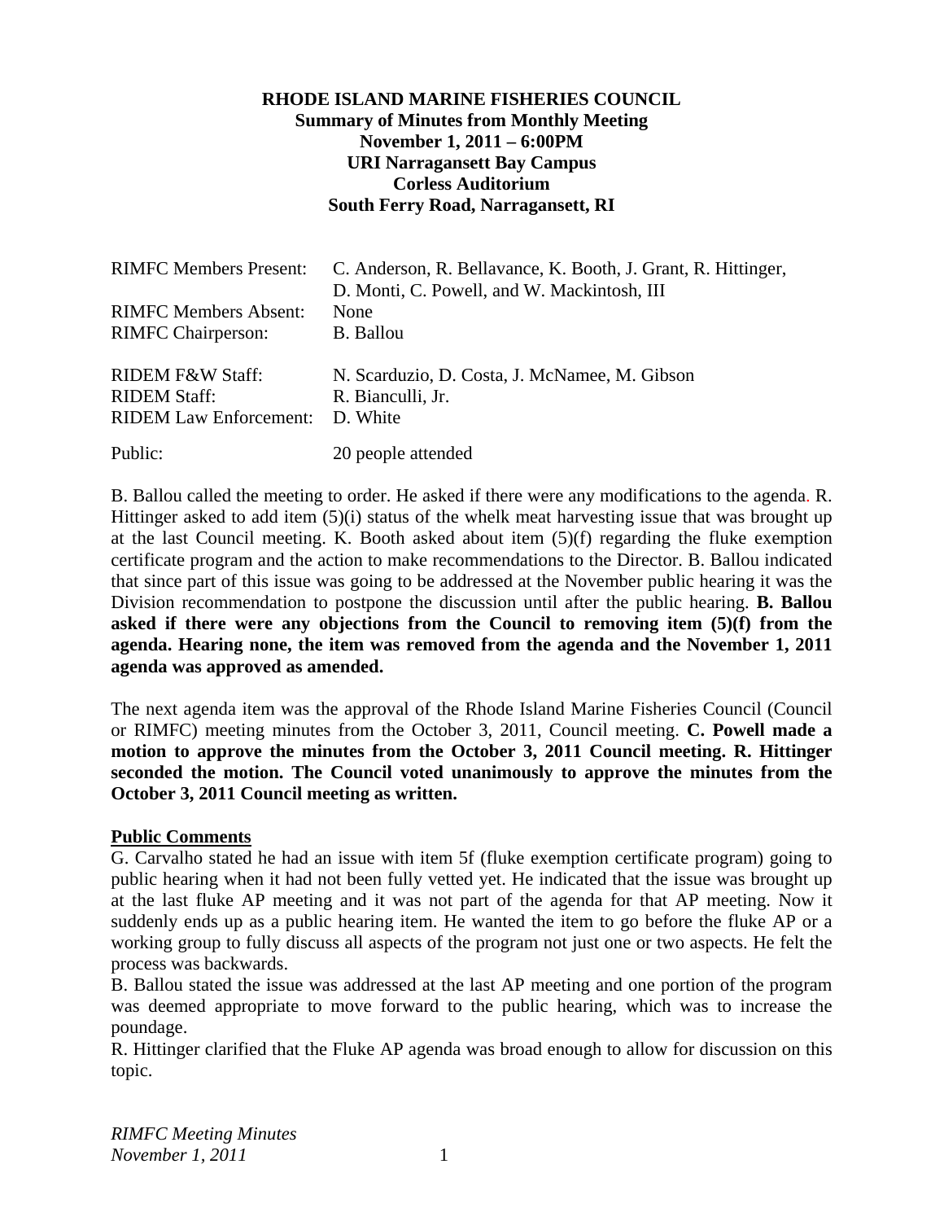**RHODE ISLAND MARINE FISHERIES COUNCIL**
**Summary of Minutes from Monthly Meeting**
**November 1, 2011 – 6:00PM**
**URI Narragansett Bay Campus**
**Corless Auditorium**
**South Ferry Road, Narragansett, RI**

| | |
|---|---|
| RIMFC Members Present: | C. Anderson, R. Bellavance, K. Booth, J. Grant, R. Hittinger, D. Monti, C. Powell, and W. Mackintosh, III |
| RIMFC Members Absent: | None |
| RIMFC Chairperson: | B. Ballou |
| RIDEM F&W Staff: | N. Scarduzio, D. Costa, J. McNamee, M. Gibson |
| RIDEM Staff: | R. Bianculli, Jr. |
| RIDEM Law Enforcement: | D. White |
| Public: | 20 people attended |

B. Ballou called the meeting to order. He asked if there were any modifications to the agenda. R. Hittinger asked to add item (5)(i) status of the whelk meat harvesting issue that was brought up at the last Council meeting. K. Booth asked about item (5)(f) regarding the fluke exemption certificate program and the action to make recommendations to the Director. B. Ballou indicated that since part of this issue was going to be addressed at the November public hearing it was the Division recommendation to postpone the discussion until after the public hearing. **B. Ballou asked if there were any objections from the Council to removing item (5)(f) from the agenda. Hearing none, the item was removed from the agenda and the November 1, 2011 agenda was approved as amended.**

The next agenda item was the approval of the Rhode Island Marine Fisheries Council (Council or RIMFC) meeting minutes from the October 3, 2011, Council meeting. **C. Powell made a motion to approve the minutes from the October 3, 2011 Council meeting. R. Hittinger seconded the motion. The Council voted unanimously to approve the minutes from the October 3, 2011 Council meeting as written.**

**Public Comments**

G. Carvalho stated he had an issue with item 5f (fluke exemption certificate program) going to public hearing when it had not been fully vetted yet. He indicated that the issue was brought up at the last fluke AP meeting and it was not part of the agenda for that AP meeting. Now it suddenly ends up as a public hearing item. He wanted the item to go before the fluke AP or a working group to fully discuss all aspects of the program not just one or two aspects. He felt the process was backwards.

B. Ballou stated the issue was addressed at the last AP meeting and one portion of the program was deemed appropriate to move forward to the public hearing, which was to increase the poundage.

R. Hittinger clarified that the Fluke AP agenda was broad enough to allow for discussion on this topic.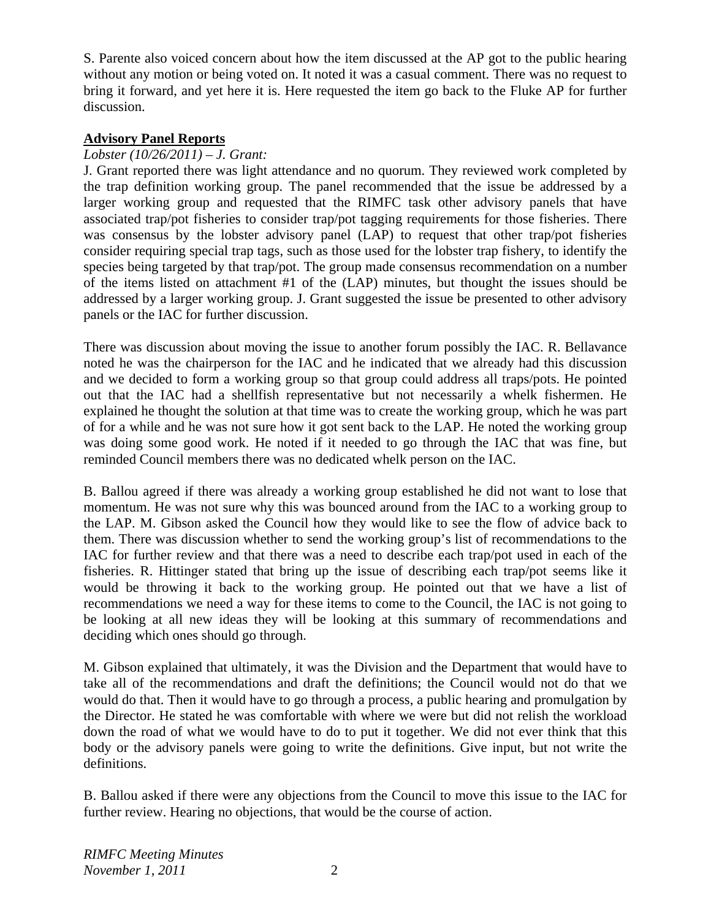S. Parente also voiced concern about how the item discussed at the AP got to the public hearing without any motion or being voted on. It noted it was a casual comment. There was no request to bring it forward, and yet here it is. Here requested the item go back to the Fluke AP for further discussion.

**Advisory Panel Reports**

*Lobster (10/26/2011) – J. Grant:*

J. Grant reported there was light attendance and no quorum. They reviewed work completed by the trap definition working group. The panel recommended that the issue be addressed by a larger working group and requested that the RIMFC task other advisory panels that have associated trap/pot fisheries to consider trap/pot tagging requirements for those fisheries. There was consensus by the lobster advisory panel (LAP) to request that other trap/pot fisheries consider requiring special trap tags, such as those used for the lobster trap fishery, to identify the species being targeted by that trap/pot. The group made consensus recommendation on a number of the items listed on attachment #1 of the (LAP) minutes, but thought the issues should be addressed by a larger working group. J. Grant suggested the issue be presented to other advisory panels or the IAC for further discussion.

There was discussion about moving the issue to another forum possibly the IAC. R. Bellavance noted he was the chairperson for the IAC and he indicated that we already had this discussion and we decided to form a working group so that group could address all traps/pots. He pointed out that the IAC had a shellfish representative but not necessarily a whelk fishermen. He explained he thought the solution at that time was to create the working group, which he was part of for a while and he was not sure how it got sent back to the LAP. He noted the working group was doing some good work. He noted if it needed to go through the IAC that was fine, but reminded Council members there was no dedicated whelk person on the IAC.

B. Ballou agreed if there was already a working group established he did not want to lose that momentum. He was not sure why this was bounced around from the IAC to a working group to the LAP. M. Gibson asked the Council how they would like to see the flow of advice back to them. There was discussion whether to send the working group's list of recommendations to the IAC for further review and that there was a need to describe each trap/pot used in each of the fisheries. R. Hittinger stated that bring up the issue of describing each trap/pot seems like it would be throwing it back to the working group. He pointed out that we have a list of recommendations we need a way for these items to come to the Council, the IAC is not going to be looking at all new ideas they will be looking at this summary of recommendations and deciding which ones should go through.

M. Gibson explained that ultimately, it was the Division and the Department that would have to take all of the recommendations and draft the definitions; the Council would not do that we would do that. Then it would have to go through a process, a public hearing and promulgation by the Director. He stated he was comfortable with where we were but did not relish the workload down the road of what we would have to do to put it together. We did not ever think that this body or the advisory panels were going to write the definitions. Give input, but not write the definitions.

B. Ballou asked if there were any objections from the Council to move this issue to the IAC for further review. Hearing no objections, that would be the course of action.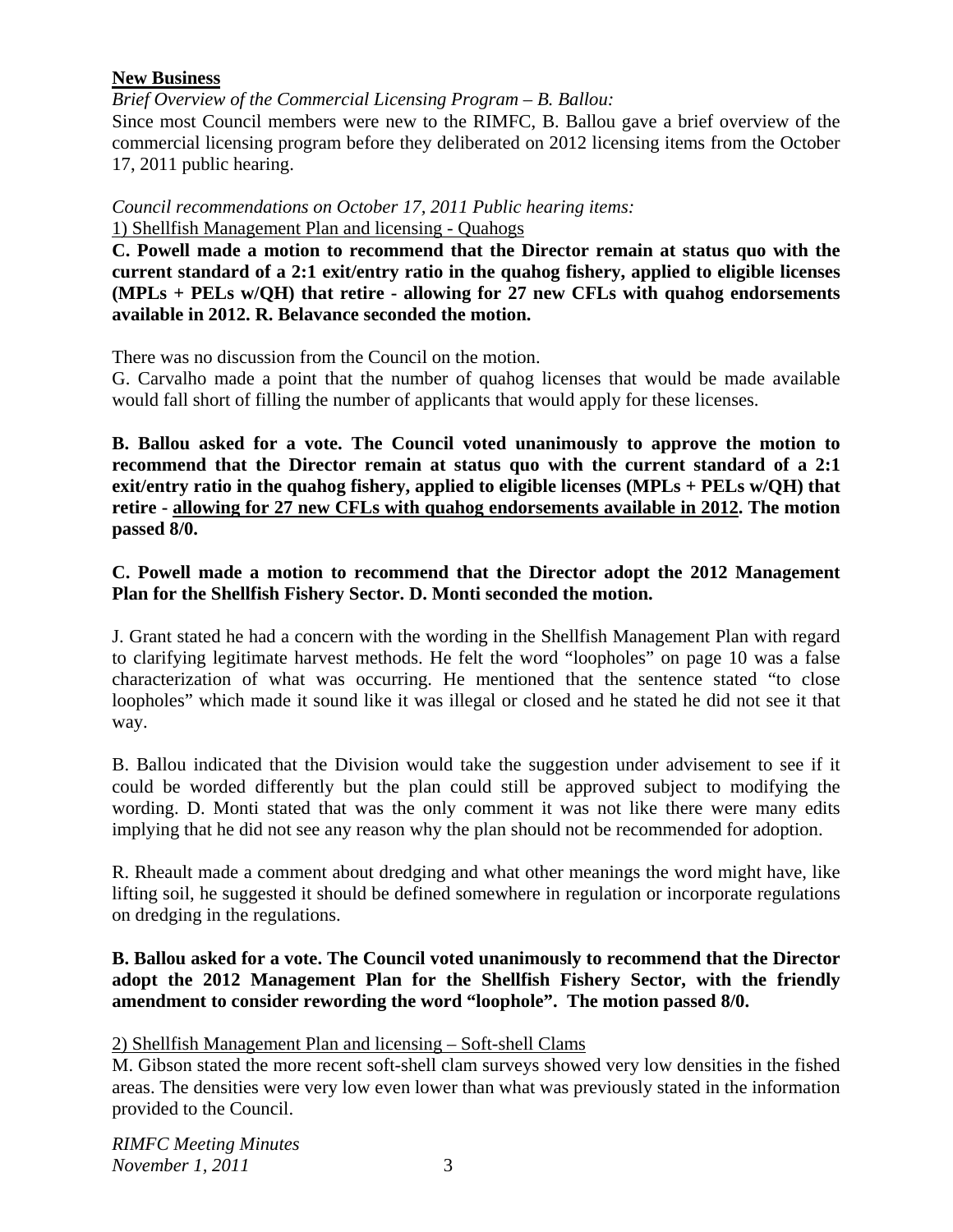**New Business**

*Brief Overview of the Commercial Licensing Program – B. Ballou:*

Since most Council members were new to the RIMFC, B. Ballou gave a brief overview of the commercial licensing program before they deliberated on 2012 licensing items from the October 17, 2011 public hearing.

*Council recommendations on October 17, 2011 Public hearing items:*

1) Shellfish Management Plan and licensing - Quahogs

**C. Powell made a motion to recommend that the Director remain at status quo with the current standard of a 2:1 exit/entry ratio in the quahog fishery, applied to eligible licenses (MPLs + PELs w/QH) that retire - allowing for 27 new CFLs with quahog endorsements available in 2012. R. Belavance seconded the motion.**

There was no discussion from the Council on the motion.

G. Carvalho made a point that the number of quahog licenses that would be made available would fall short of filling the number of applicants that would apply for these licenses.

**B. Ballou asked for a vote. The Council voted unanimously to approve the motion to recommend that the Director remain at status quo with the current standard of a 2:1 exit/entry ratio in the quahog fishery, applied to eligible licenses (MPLs + PELs w/QH) that retire - <u>allowing for 27 new CFLs with quahog endorsements available in 2012</u>. The motion passed 8/0.**

**C. Powell made a motion to recommend that the Director adopt the 2012 Management Plan for the Shellfish Fishery Sector. D. Monti seconded the motion.**

J. Grant stated he had a concern with the wording in the Shellfish Management Plan with regard to clarifying legitimate harvest methods. He felt the word "loopholes" on page 10 was a false characterization of what was occurring. He mentioned that the sentence stated "to close loopholes" which made it sound like it was illegal or closed and he stated he did not see it that way.

B. Ballou indicated that the Division would take the suggestion under advisement to see if it could be worded differently but the plan could still be approved subject to modifying the wording. D. Monti stated that was the only comment it was not like there were many edits implying that he did not see any reason why the plan should not be recommended for adoption.

R. Rheault made a comment about dredging and what other meanings the word might have, like lifting soil, he suggested it should be defined somewhere in regulation or incorporate regulations on dredging in the regulations.

**B. Ballou asked for a vote. The Council voted unanimously to recommend that the Director adopt the 2012 Management Plan for the Shellfish Fishery Sector, with the friendly amendment to consider rewording the word "loophole". The motion passed 8/0.**

2) Shellfish Management Plan and licensing – Soft-shell Clams

M. Gibson stated the more recent soft-shell clam surveys showed very low densities in the fished areas. The densities were very low even lower than what was previously stated in the information provided to the Council.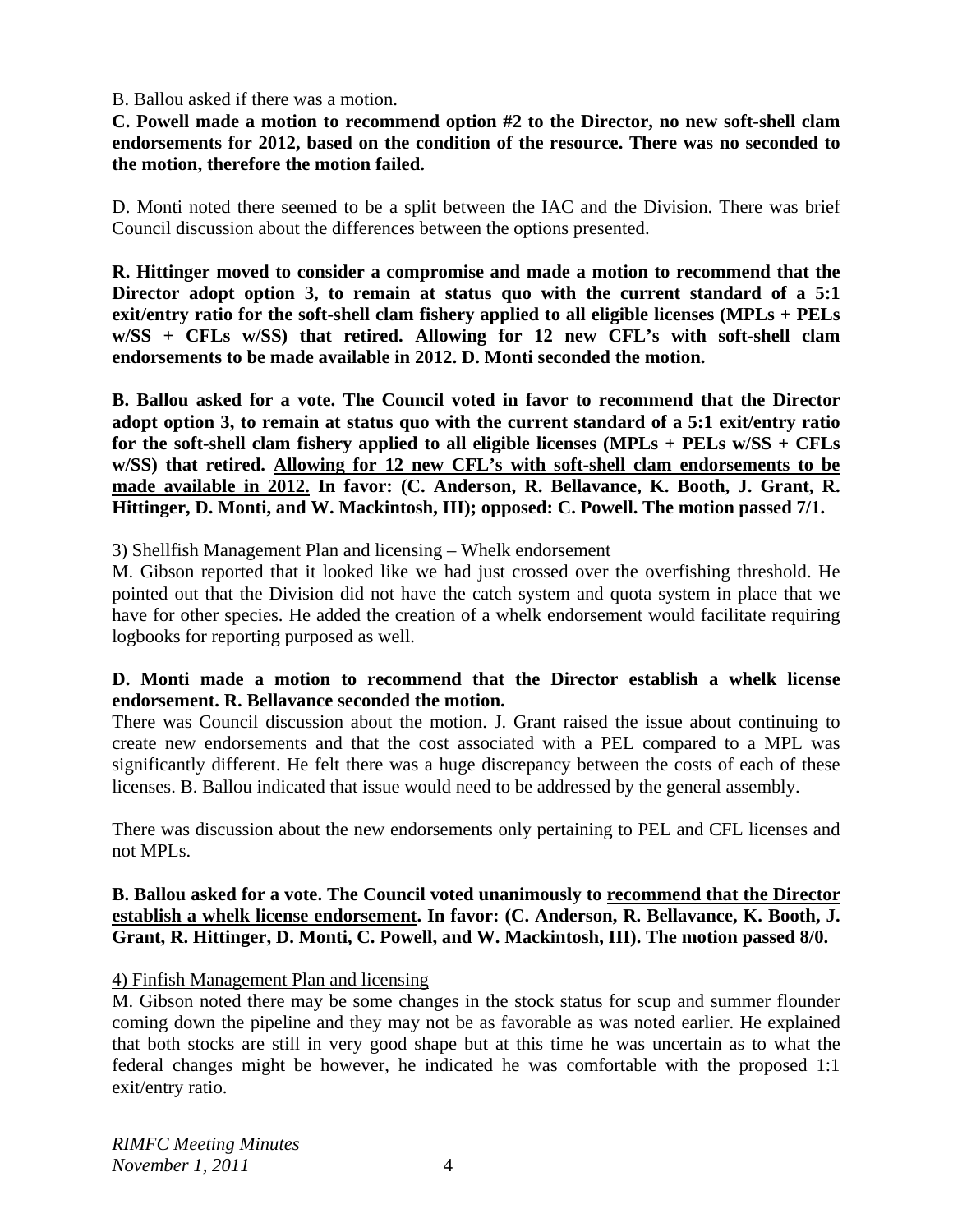B. Ballou asked if there was a motion.

**C. Powell made a motion to recommend option #2 to the Director, no new soft-shell clam endorsements for 2012, based on the condition of the resource. There was no seconded to the motion, therefore the motion failed.**

D. Monti noted there seemed to be a split between the IAC and the Division. There was brief Council discussion about the differences between the options presented.

**R. Hittinger moved to consider a compromise and made a motion to recommend that the Director adopt option 3, to remain at status quo with the current standard of a 5:1 exit/entry ratio for the soft-shell clam fishery applied to all eligible licenses (MPLs + PELs w/SS + CFLs w/SS) that retired. Allowing for 12 new CFL's with soft-shell clam endorsements to be made available in 2012. D. Monti seconded the motion.**

**B. Ballou asked for a vote. The Council voted in favor to recommend that the Director adopt option 3, to remain at status quo with the current standard of a 5:1 exit/entry ratio for the soft-shell clam fishery applied to all eligible licenses (MPLs + PELs w/SS + CFLs w/SS) that retired. <u>Allowing for 12 new CFL's with soft-shell clam endorsements to be made available in 2012.</u> In favor: (C. Anderson, R. Bellavance, K. Booth, J. Grant, R. Hittinger, D. Monti, and W. Mackintosh, III); opposed: C. Powell. The motion passed 7/1.**

<u>3) Shellfish Management Plan and licensing – Whelk endorsement</u>

M. Gibson reported that it looked like we had just crossed over the overfishing threshold. He pointed out that the Division did not have the catch system and quota system in place that we have for other species. He added the creation of a whelk endorsement would facilitate requiring logbooks for reporting purposed as well.

**D. Monti made a motion to recommend that the Director establish a whelk license endorsement. R. Bellavance seconded the motion.**

There was Council discussion about the motion. J. Grant raised the issue about continuing to create new endorsements and that the cost associated with a PEL compared to a MPL was significantly different. He felt there was a huge discrepancy between the costs of each of these licenses. B. Ballou indicated that issue would need to be addressed by the general assembly.

There was discussion about the new endorsements only pertaining to PEL and CFL licenses and not MPLs.

**B. Ballou asked for a vote. The Council voted unanimously to <u>recommend that the Director establish a whelk license endorsement</u>. In favor: (C. Anderson, R. Bellavance, K. Booth, J. Grant, R. Hittinger, D. Monti, C. Powell, and W. Mackintosh, III). The motion passed 8/0.**

<u>4) Finfish Management Plan and licensing</u>

M. Gibson noted there may be some changes in the stock status for scup and summer flounder coming down the pipeline and they may not be as favorable as was noted earlier. He explained that both stocks are still in very good shape but at this time he was uncertain as to what the federal changes might be however, he indicated he was comfortable with the proposed 1:1 exit/entry ratio.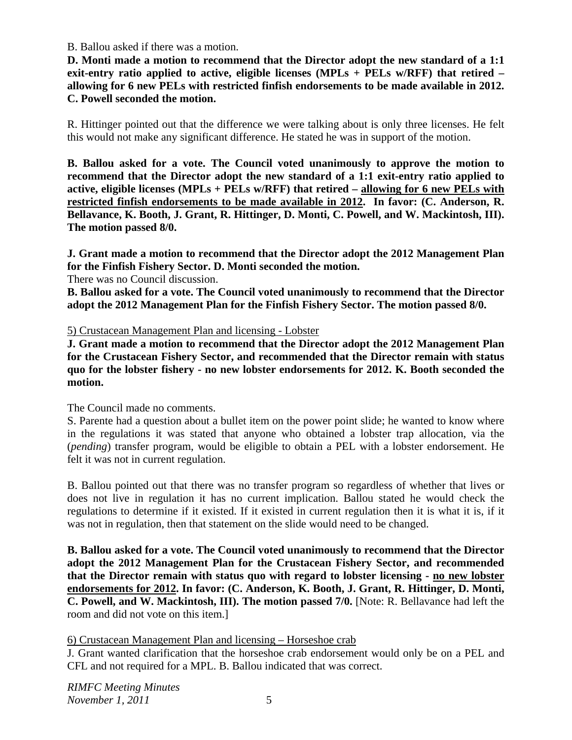B. Ballou asked if there was a motion.

**D. Monti made a motion to recommend that the Director adopt the new standard of a 1:1 exit-entry ratio applied to active, eligible licenses (MPLs + PELs w/RFF) that retired – allowing for 6 new PELs with restricted finfish endorsements to be made available in 2012. C. Powell seconded the motion.**

R. Hittinger pointed out that the difference we were talking about is only three licenses. He felt this would not make any significant difference. He stated he was in support of the motion.

**B. Ballou asked for a vote. The Council voted unanimously to approve the motion to recommend that the Director adopt the new standard of a 1:1 exit-entry ratio applied to active, eligible licenses (MPLs + PELs w/RFF) that retired – <u>allowing for 6 new PELs with restricted finfish endorsements to be made available in 2012</u>. In favor: (C. Anderson, R. Bellavance, K. Booth, J. Grant, R. Hittinger, D. Monti, C. Powell, and W. Mackintosh, III). The motion passed 8/0.**

**J. Grant made a motion to recommend that the Director adopt the 2012 Management Plan for the Finfish Fishery Sector. D. Monti seconded the motion.**

There was no Council discussion.

**B. Ballou asked for a vote. The Council voted unanimously to recommend that the Director adopt the 2012 Management Plan for the Finfish Fishery Sector. The motion passed 8/0.**

<u>5) Crustacean Management Plan and licensing - Lobster</u>

**J. Grant made a motion to recommend that the Director adopt the 2012 Management Plan for the Crustacean Fishery Sector, and recommended that the Director remain with status quo for the lobster fishery - no new lobster endorsements for 2012. K. Booth seconded the motion.**

The Council made no comments.

S. Parente had a question about a bullet item on the power point slide; he wanted to know where in the regulations it was stated that anyone who obtained a lobster trap allocation, via the (*pending*) transfer program, would be eligible to obtain a PEL with a lobster endorsement. He felt it was not in current regulation.

B. Ballou pointed out that there was no transfer program so regardless of whether that lives or does not live in regulation it has no current implication. Ballou stated he would check the regulations to determine if it existed. If it existed in current regulation then it is what it is, if it was not in regulation, then that statement on the slide would need to be changed.

**B. Ballou asked for a vote. The Council voted unanimously to recommend that the Director adopt the 2012 Management Plan for the Crustacean Fishery Sector, and recommended that the Director remain with status quo with regard to lobster licensing - <u>no new lobster endorsements for 2012</u>. In favor: (C. Anderson, K. Booth, J. Grant, R. Hittinger, D. Monti, C. Powell, and W. Mackintosh, III). The motion passed 7/0.** [Note: R. Bellavance had left the room and did not vote on this item.]

<u>6) Crustacean Management Plan and licensing – Horseshoe crab</u>

J. Grant wanted clarification that the horseshoe crab endorsement would only be on a PEL and CFL and not required for a MPL. B. Ballou indicated that was correct.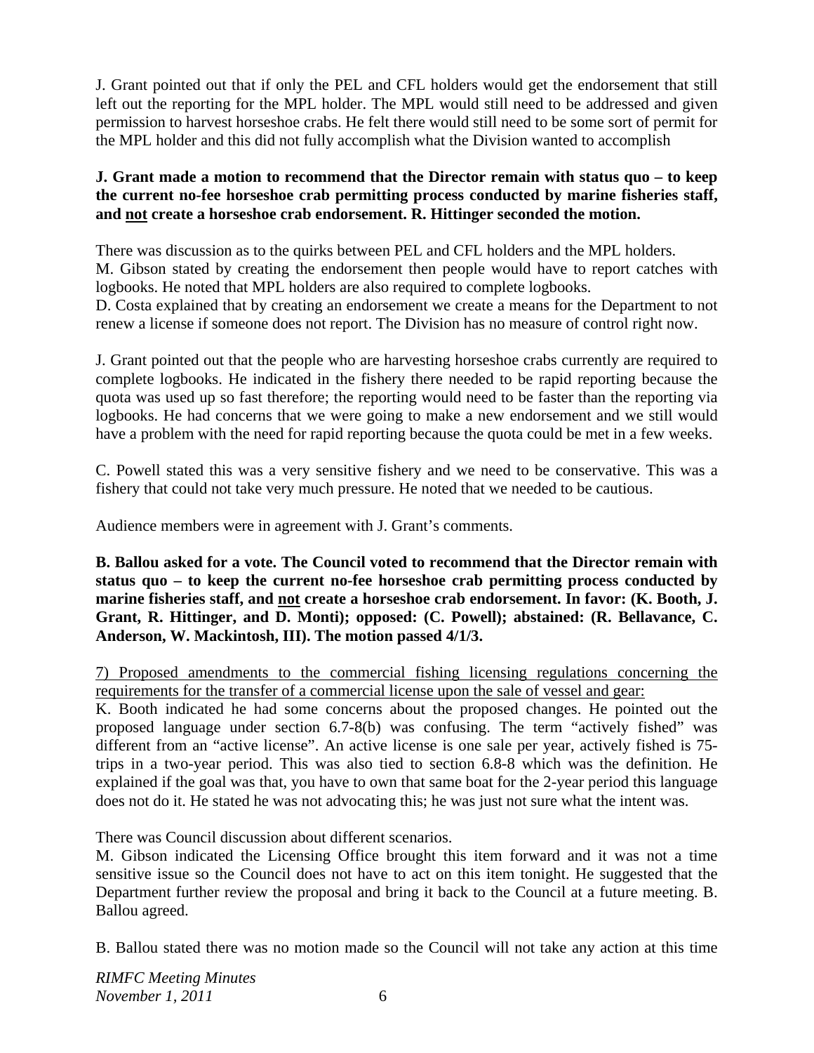J. Grant pointed out that if only the PEL and CFL holders would get the endorsement that still left out the reporting for the MPL holder. The MPL would still need to be addressed and given permission to harvest horseshoe crabs. He felt there would still need to be some sort of permit for the MPL holder and this did not fully accomplish what the Division wanted to accomplish

**J. Grant made a motion to recommend that the Director remain with status quo – to keep the current no-fee horseshoe crab permitting process conducted by marine fisheries staff, and <u>not</u> create a horseshoe crab endorsement. R. Hittinger seconded the motion.**

There was discussion as to the quirks between PEL and CFL holders and the MPL holders.
M. Gibson stated by creating the endorsement then people would have to report catches with logbooks. He noted that MPL holders are also required to complete logbooks.
D. Costa explained that by creating an endorsement we create a means for the Department to not renew a license if someone does not report. The Division has no measure of control right now.

J. Grant pointed out that the people who are harvesting horseshoe crabs currently are required to complete logbooks. He indicated in the fishery there needed to be rapid reporting because the quota was used up so fast therefore; the reporting would need to be faster than the reporting via logbooks. He had concerns that we were going to make a new endorsement and we still would have a problem with the need for rapid reporting because the quota could be met in a few weeks.

C. Powell stated this was a very sensitive fishery and we need to be conservative. This was a fishery that could not take very much pressure. He noted that we needed to be cautious.

Audience members were in agreement with J. Grant's comments.

**B. Ballou asked for a vote. The Council voted to recommend that the Director remain with status quo – to keep the current no-fee horseshoe crab permitting process conducted by marine fisheries staff, and <u>not</u> create a horseshoe crab endorsement. In favor: (K. Booth, J. Grant, R. Hittinger, and D. Monti); opposed: (C. Powell); abstained: (R. Bellavance, C. Anderson, W. Mackintosh, III). The motion passed 4/1/3.**

<u>7) Proposed amendments to the commercial fishing licensing regulations concerning the requirements for the transfer of a commercial license upon the sale of vessel and gear:</u>
K. Booth indicated he had some concerns about the proposed changes. He pointed out the proposed language under section 6.7-8(b) was confusing. The term "actively fished" was different from an "active license". An active license is one sale per year, actively fished is 75-trips in a two-year period. This was also tied to section 6.8-8 which was the definition. He explained if the goal was that, you have to own that same boat for the 2-year period this language does not do it. He stated he was not advocating this; he was just not sure what the intent was.

There was Council discussion about different scenarios.
M. Gibson indicated the Licensing Office brought this item forward and it was not a time sensitive issue so the Council does not have to act on this item tonight. He suggested that the Department further review the proposal and bring it back to the Council at a future meeting. B. Ballou agreed.

B. Ballou stated there was no motion made so the Council will not take any action at this time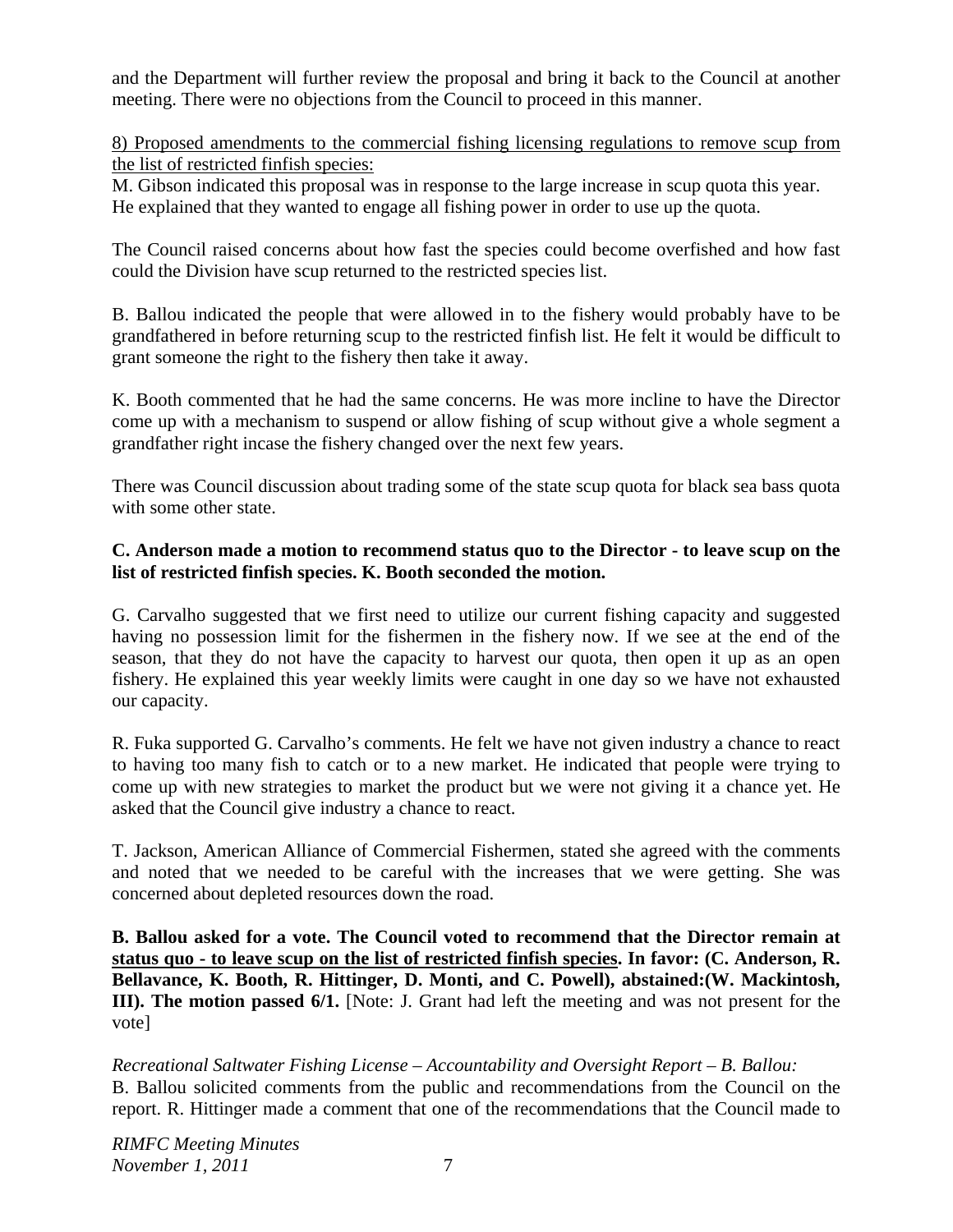and the Department will further review the proposal and bring it back to the Council at another meeting. There were no objections from the Council to proceed in this manner.

<u>8) Proposed amendments to the commercial fishing licensing regulations to remove scup from the list of restricted finfish species:</u>
M. Gibson indicated this proposal was in response to the large increase in scup quota this year. He explained that they wanted to engage all fishing power in order to use up the quota.

The Council raised concerns about how fast the species could become overfished and how fast could the Division have scup returned to the restricted species list.

B. Ballou indicated the people that were allowed in to the fishery would probably have to be grandfathered in before returning scup to the restricted finfish list. He felt it would be difficult to grant someone the right to the fishery then take it away.

K. Booth commented that he had the same concerns. He was more incline to have the Director come up with a mechanism to suspend or allow fishing of scup without give a whole segment a grandfather right incase the fishery changed over the next few years.

There was Council discussion about trading some of the state scup quota for black sea bass quota with some other state.

**C. Anderson made a motion to recommend status quo to the Director - to leave scup on the list of restricted finfish species. K. Booth seconded the motion.**

G. Carvalho suggested that we first need to utilize our current fishing capacity and suggested having no possession limit for the fishermen in the fishery now. If we see at the end of the season, that they do not have the capacity to harvest our quota, then open it up as an open fishery. He explained this year weekly limits were caught in one day so we have not exhausted our capacity.

R. Fuka supported G. Carvalho's comments. He felt we have not given industry a chance to react to having too many fish to catch or to a new market. He indicated that people were trying to come up with new strategies to market the product but we were not giving it a chance yet. He asked that the Council give industry a chance to react.

T. Jackson, American Alliance of Commercial Fishermen, stated she agreed with the comments and noted that we needed to be careful with the increases that we were getting. She was concerned about depleted resources down the road.

**B. Ballou asked for a vote. The Council voted to recommend that the Director remain at <u>status quo - to leave scup on the list of restricted finfish species</u>. In favor: (C. Anderson, R. Bellavance, K. Booth, R. Hittinger, D. Monti, and C. Powell), abstained:(W. Mackintosh, III). The motion passed 6/1.** [Note: J. Grant had left the meeting and was not present for the vote]

*Recreational Saltwater Fishing License – Accountability and Oversight Report – B. Ballou:*
B. Ballou solicited comments from the public and recommendations from the Council on the report. R. Hittinger made a comment that one of the recommendations that the Council made to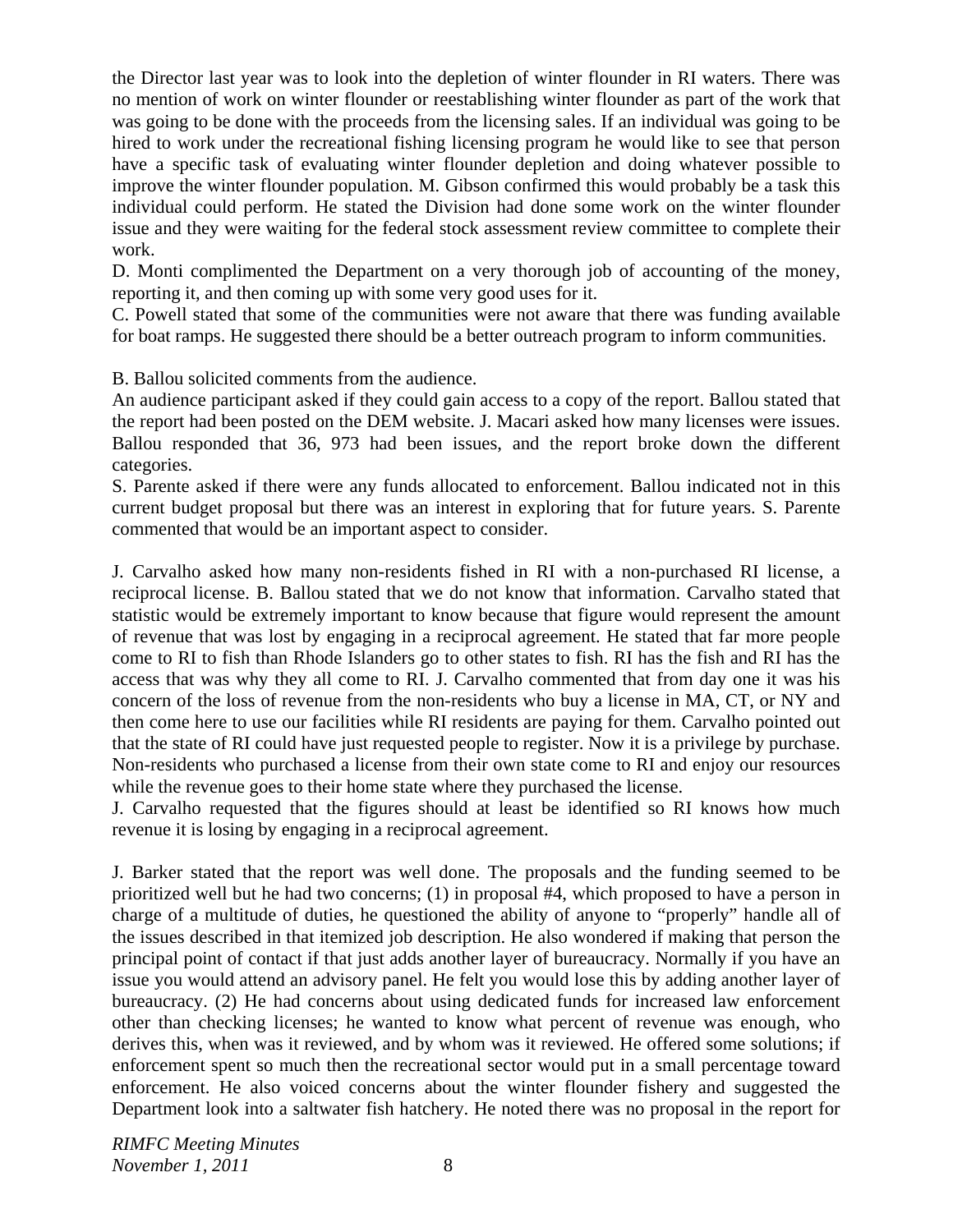the Director last year was to look into the depletion of winter flounder in RI waters. There was no mention of work on winter flounder or reestablishing winter flounder as part of the work that was going to be done with the proceeds from the licensing sales. If an individual was going to be hired to work under the recreational fishing licensing program he would like to see that person have a specific task of evaluating winter flounder depletion and doing whatever possible to improve the winter flounder population. M. Gibson confirmed this would probably be a task this individual could perform. He stated the Division had done some work on the winter flounder issue and they were waiting for the federal stock assessment review committee to complete their work.
D. Monti complimented the Department on a very thorough job of accounting of the money, reporting it, and then coming up with some very good uses for it.
C. Powell stated that some of the communities were not aware that there was funding available for boat ramps. He suggested there should be a better outreach program to inform communities.

B. Ballou solicited comments from the audience.
An audience participant asked if they could gain access to a copy of the report. Ballou stated that the report had been posted on the DEM website. J. Macari asked how many licenses were issues. Ballou responded that 36, 973 had been issues, and the report broke down the different categories.
S. Parente asked if there were any funds allocated to enforcement. Ballou indicated not in this current budget proposal but there was an interest in exploring that for future years. S. Parente commented that would be an important aspect to consider.

J. Carvalho asked how many non-residents fished in RI with a non-purchased RI license, a reciprocal license. B. Ballou stated that we do not know that information. Carvalho stated that statistic would be extremely important to know because that figure would represent the amount of revenue that was lost by engaging in a reciprocal agreement. He stated that far more people come to RI to fish than Rhode Islanders go to other states to fish. RI has the fish and RI has the access that was why they all come to RI. J. Carvalho commented that from day one it was his concern of the loss of revenue from the non-residents who buy a license in MA, CT, or NY and then come here to use our facilities while RI residents are paying for them. Carvalho pointed out that the state of RI could have just requested people to register. Now it is a privilege by purchase. Non-residents who purchased a license from their own state come to RI and enjoy our resources while the revenue goes to their home state where they purchased the license.
J. Carvalho requested that the figures should at least be identified so RI knows how much revenue it is losing by engaging in a reciprocal agreement.

J. Barker stated that the report was well done. The proposals and the funding seemed to be prioritized well but he had two concerns; (1) in proposal #4, which proposed to have a person in charge of a multitude of duties, he questioned the ability of anyone to "properly" handle all of the issues described in that itemized job description. He also wondered if making that person the principal point of contact if that just adds another layer of bureaucracy. Normally if you have an issue you would attend an advisory panel. He felt you would lose this by adding another layer of bureaucracy. (2) He had concerns about using dedicated funds for increased law enforcement other than checking licenses; he wanted to know what percent of revenue was enough, who derives this, when was it reviewed, and by whom was it reviewed. He offered some solutions; if enforcement spent so much then the recreational sector would put in a small percentage toward enforcement. He also voiced concerns about the winter flounder fishery and suggested the Department look into a saltwater fish hatchery. He noted there was no proposal in the report for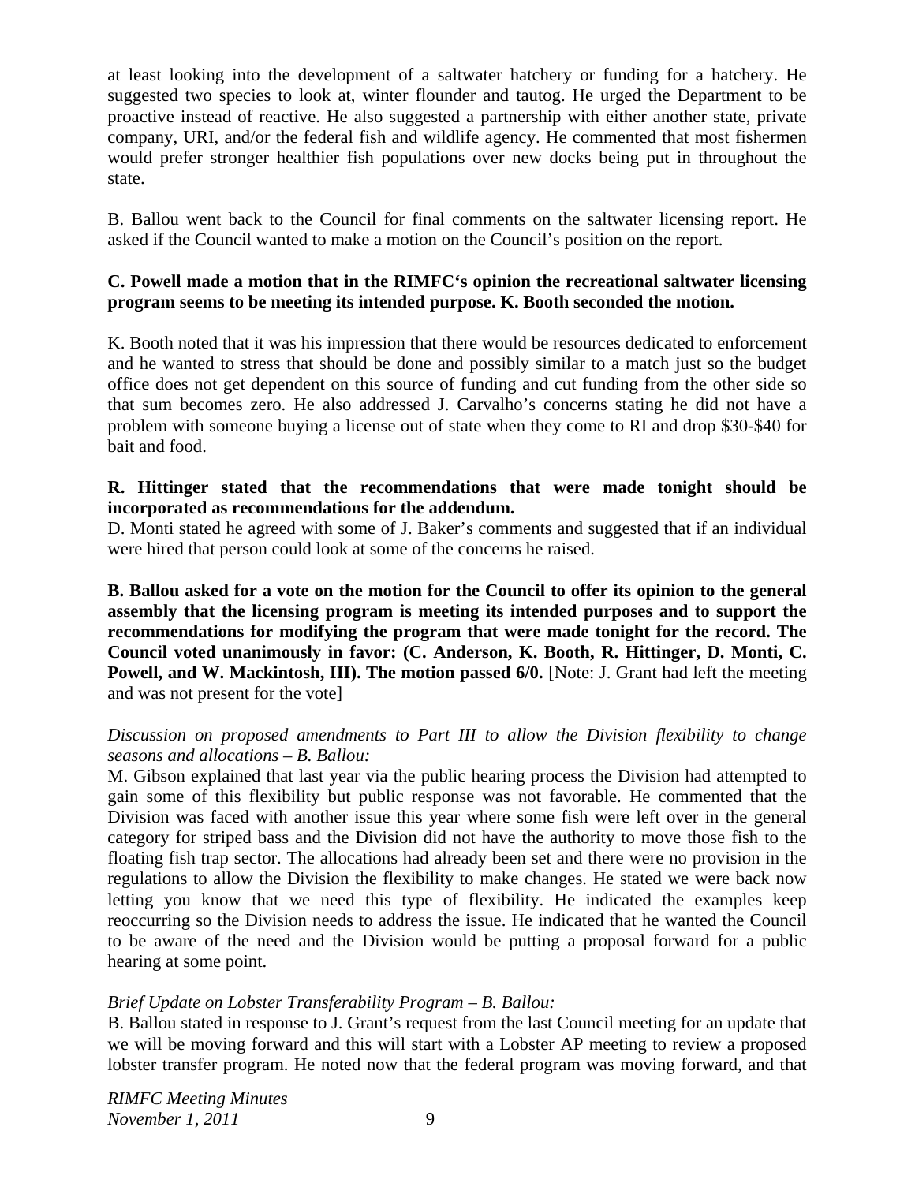at least looking into the development of a saltwater hatchery or funding for a hatchery. He suggested two species to look at, winter flounder and tautog. He urged the Department to be proactive instead of reactive. He also suggested a partnership with either another state, private company, URI, and/or the federal fish and wildlife agency. He commented that most fishermen would prefer stronger healthier fish populations over new docks being put in throughout the state.

B. Ballou went back to the Council for final comments on the saltwater licensing report. He asked if the Council wanted to make a motion on the Council's position on the report.

**C. Powell made a motion that in the RIMFC's opinion the recreational saltwater licensing program seems to be meeting its intended purpose. K. Booth seconded the motion.**

K. Booth noted that it was his impression that there would be resources dedicated to enforcement and he wanted to stress that should be done and possibly similar to a match just so the budget office does not get dependent on this source of funding and cut funding from the other side so that sum becomes zero. He also addressed J. Carvalho's concerns stating he did not have a problem with someone buying a license out of state when they come to RI and drop $30-$40 for bait and food.

**R. Hittinger stated that the recommendations that were made tonight should be incorporated as recommendations for the addendum.**

D. Monti stated he agreed with some of J. Baker's comments and suggested that if an individual were hired that person could look at some of the concerns he raised.

**B. Ballou asked for a vote on the motion for the Council to offer its opinion to the general assembly that the licensing program is meeting its intended purposes and to support the recommendations for modifying the program that were made tonight for the record. The Council voted unanimously in favor: (C. Anderson, K. Booth, R. Hittinger, D. Monti, C. Powell, and W. Mackintosh, III). The motion passed 6/0.** [Note: J. Grant had left the meeting and was not present for the vote]

*Discussion on proposed amendments to Part III to allow the Division flexibility to change seasons and allocations – B. Ballou:*

M. Gibson explained that last year via the public hearing process the Division had attempted to gain some of this flexibility but public response was not favorable. He commented that the Division was faced with another issue this year where some fish were left over in the general category for striped bass and the Division did not have the authority to move those fish to the floating fish trap sector. The allocations had already been set and there were no provision in the regulations to allow the Division the flexibility to make changes. He stated we were back now letting you know that we need this type of flexibility. He indicated the examples keep reoccurring so the Division needs to address the issue. He indicated that he wanted the Council to be aware of the need and the Division would be putting a proposal forward for a public hearing at some point.

*Brief Update on Lobster Transferability Program – B. Ballou:*

B. Ballou stated in response to J. Grant's request from the last Council meeting for an update that we will be moving forward and this will start with a Lobster AP meeting to review a proposed lobster transfer program. He noted now that the federal program was moving forward, and that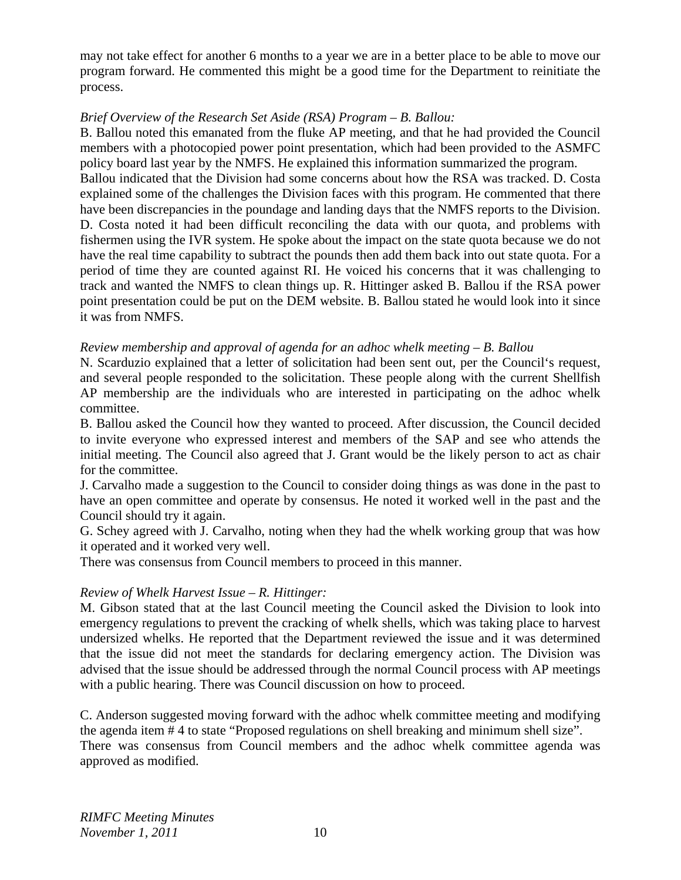may not take effect for another 6 months to a year we are in a better place to be able to move our program forward. He commented this might be a good time for the Department to reinitiate the process.

*Brief Overview of the Research Set Aside (RSA) Program – B. Ballou:*

B. Ballou noted this emanated from the fluke AP meeting, and that he had provided the Council members with a photocopied power point presentation, which had been provided to the ASMFC policy board last year by the NMFS. He explained this information summarized the program.

Ballou indicated that the Division had some concerns about how the RSA was tracked. D. Costa explained some of the challenges the Division faces with this program. He commented that there have been discrepancies in the poundage and landing days that the NMFS reports to the Division. D. Costa noted it had been difficult reconciling the data with our quota, and problems with fishermen using the IVR system. He spoke about the impact on the state quota because we do not have the real time capability to subtract the pounds then add them back into out state quota. For a period of time they are counted against RI. He voiced his concerns that it was challenging to track and wanted the NMFS to clean things up. R. Hittinger asked B. Ballou if the RSA power point presentation could be put on the DEM website. B. Ballou stated he would look into it since it was from NMFS.

*Review membership and approval of agenda for an adhoc whelk meeting – B. Ballou*

N. Scarduzio explained that a letter of solicitation had been sent out, per the Council's request, and several people responded to the solicitation. These people along with the current Shellfish AP membership are the individuals who are interested in participating on the adhoc whelk committee.

B. Ballou asked the Council how they wanted to proceed. After discussion, the Council decided to invite everyone who expressed interest and members of the SAP and see who attends the initial meeting. The Council also agreed that J. Grant would be the likely person to act as chair for the committee.

J. Carvalho made a suggestion to the Council to consider doing things as was done in the past to have an open committee and operate by consensus. He noted it worked well in the past and the Council should try it again.

G. Schey agreed with J. Carvalho, noting when they had the whelk working group that was how it operated and it worked very well.

There was consensus from Council members to proceed in this manner.

*Review of Whelk Harvest Issue – R. Hittinger:*

M. Gibson stated that at the last Council meeting the Council asked the Division to look into emergency regulations to prevent the cracking of whelk shells, which was taking place to harvest undersized whelks. He reported that the Department reviewed the issue and it was determined that the issue did not meet the standards for declaring emergency action. The Division was advised that the issue should be addressed through the normal Council process with AP meetings with a public hearing. There was Council discussion on how to proceed.

C. Anderson suggested moving forward with the adhoc whelk committee meeting and modifying the agenda item # 4 to state "Proposed regulations on shell breaking and minimum shell size".

There was consensus from Council members and the adhoc whelk committee agenda was approved as modified.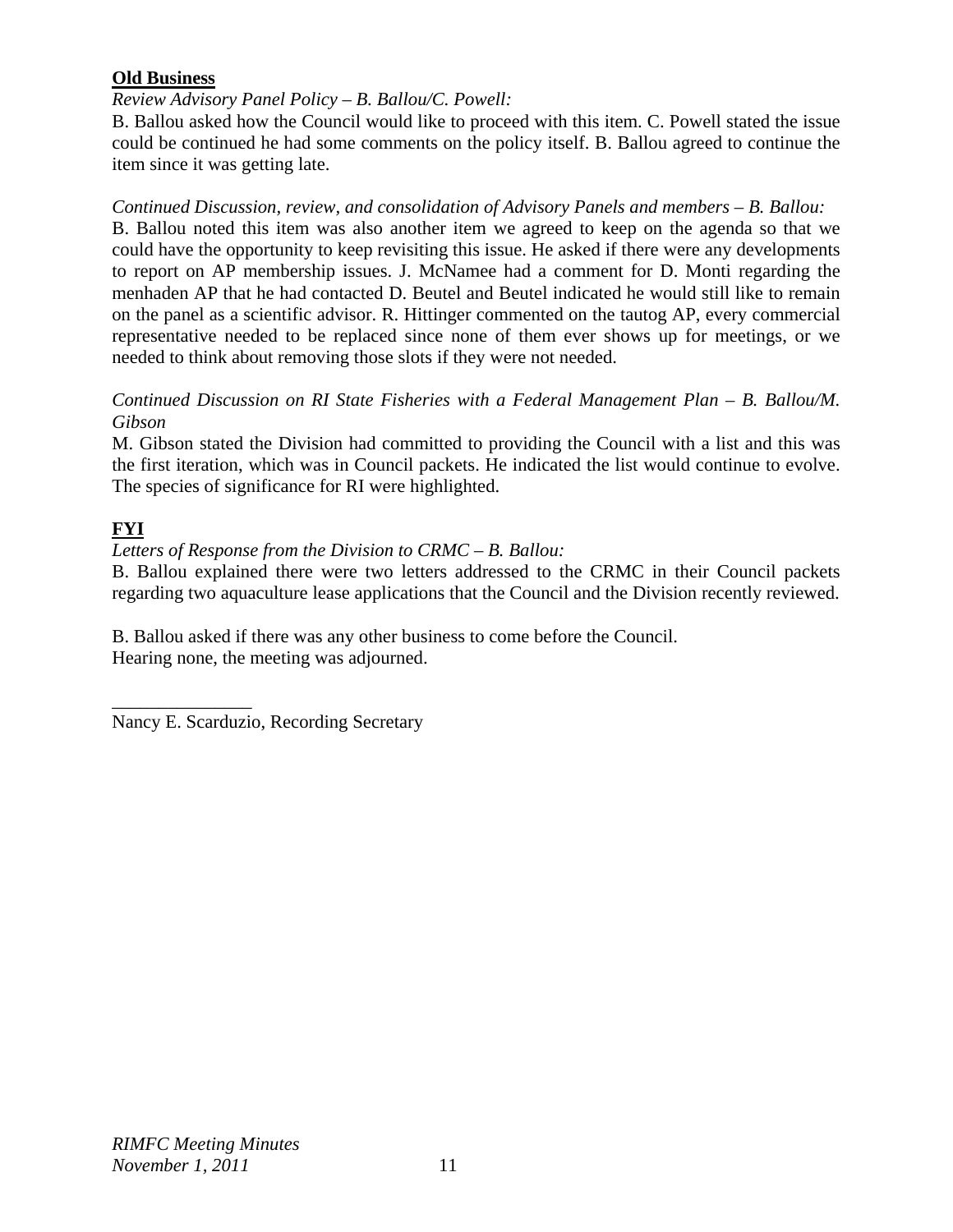**Old Business**

*Review Advisory Panel Policy – B. Ballou/C. Powell:*

B. Ballou asked how the Council would like to proceed with this item. C. Powell stated the issue could be continued he had some comments on the policy itself. B. Ballou agreed to continue the item since it was getting late.

*Continued Discussion, review, and consolidation of Advisory Panels and members – B. Ballou:*

B. Ballou noted this item was also another item we agreed to keep on the agenda so that we could have the opportunity to keep revisiting this issue. He asked if there were any developments to report on AP membership issues. J. McNamee had a comment for D. Monti regarding the menhaden AP that he had contacted D. Beutel and Beutel indicated he would still like to remain on the panel as a scientific advisor. R. Hittinger commented on the tautog AP, every commercial representative needed to be replaced since none of them ever shows up for meetings, or we needed to think about removing those slots if they were not needed.

*Continued Discussion on RI State Fisheries with a Federal Management Plan – B. Ballou/M. Gibson*

M. Gibson stated the Division had committed to providing the Council with a list and this was the first iteration, which was in Council packets. He indicated the list would continue to evolve. The species of significance for RI were highlighted.

**FYI**

*Letters of Response from the Division to CRMC – B. Ballou:*

B. Ballou explained there were two letters addressed to the CRMC in their Council packets regarding two aquaculture lease applications that the Council and the Division recently reviewed.

B. Ballou asked if there was any other business to come before the Council.
Hearing none, the meeting was adjourned.

_______________
Nancy E. Scarduzio, Recording Secretary